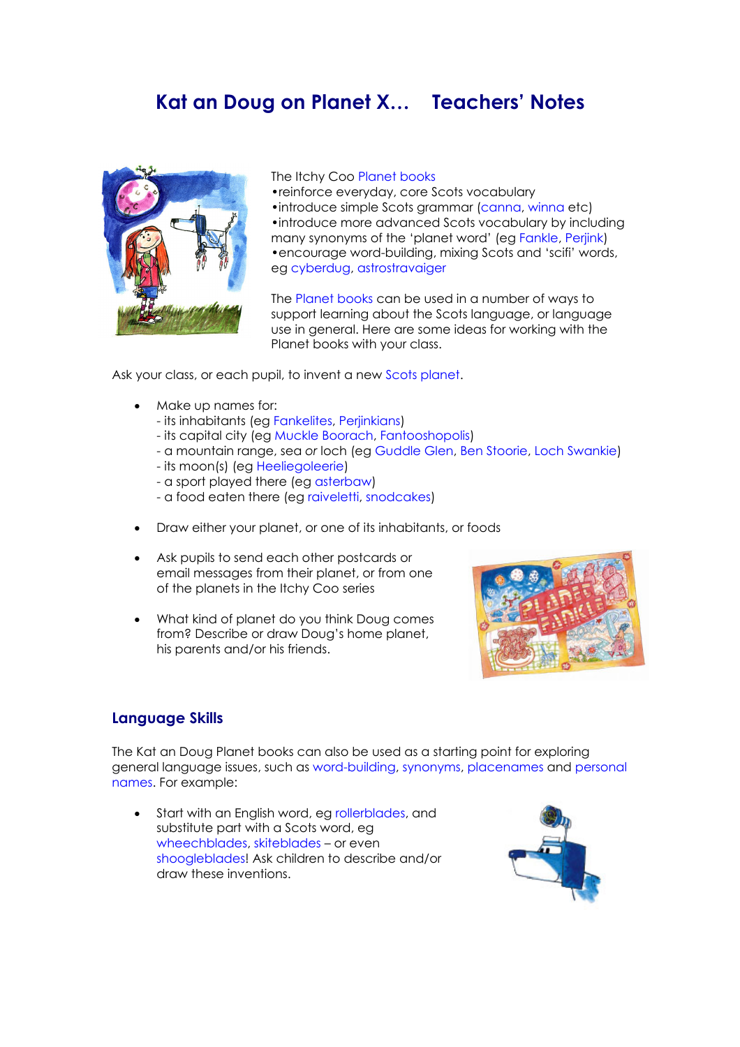# Kat an Doug on Planet X… Teachers' Notes

The Itchy Coo Planet books
- reinforce everyday, core Scots vocabulary
- introduce simple Scots grammar (canna, winna etc)
- introduce more advanced Scots vocabulary by including many synonyms of the 'planet word' (eg Fankle, Perjink)
- encourage word-building, mixing Scots and 'scifi' words, eg cyberdug, astrostravaiger

The Planet books can be used in a number of ways to support learning about the Scots language, or language use in general. Here are some ideas for working with the Planet books with your class.

Ask your class, or each pupil, to invent a new Scots planet.

- Make up names for:
  - its inhabitants (eg Fankelites, Perjinkians)
  - its capital city (eg Muckle Boorach, Fantooshopolis)
  - a mountain range, sea *or* loch (eg Guddle Glen, Ben Stoorie, Loch Swankie)
  - its moon(s) (eg Heeliegoleerie)
  - a sport played there (eg asterbaw)
  - a food eaten there (eg raiveletti, snodcakes)
- Draw either your planet, or one of its inhabitants, or foods
- Ask pupils to send each other postcards or email messages from their planet, or from one of the planets in the Itchy Coo series
- What kind of planet do you think Doug comes from? Describe or draw Doug's home planet, his parents and/or his friends.

## Language Skills

The Kat an Doug Planet books can also be used as a starting point for exploring general language issues, such as word-building, synonyms, placenames and personal names. For example:

- Start with an English word, eg rollerblades, and substitute part with a Scots word, eg wheechblades, skiteblades – or even shoogleblades! Ask children to describe and/or draw these inventions.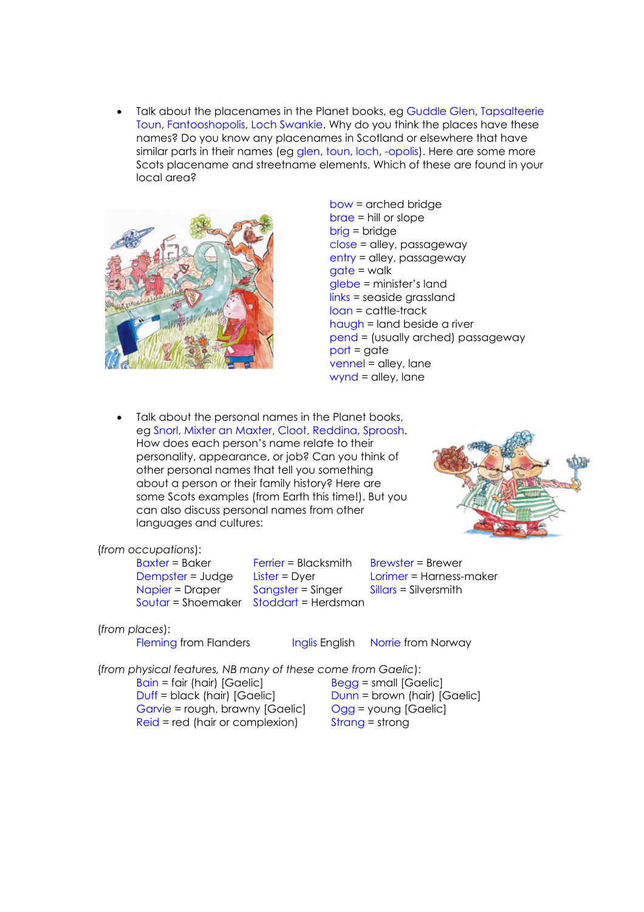- Talk about the placenames in the Planet books, eg Guddle Glen, Tapsalteerie Toun, Fantooshopolis, Loch Swankie. Why do you think the places have these names? Do you know any placenames in Scotland or elsewhere that have similar parts in their names (eg glen, toun, loch, -opolis). Here are some more Scots placename and streetname elements. Which of these are found in your local area?

bow = arched bridge
brae = hill or slope
brig = bridge
close = alley, passageway
entry = alley, passageway
gate = walk
glebe = minister's land
links = seaside grassland
loan = cattle-track
haugh = land beside a river
pend = (usually arched) passageway
port = gate
vennel = alley, lane
wynd = alley, lane

- Talk about the personal names in the Planet books, eg Snorl, Mixter an Maxter, Cloot, Reddina, Sproosh. How does each person's name relate to their personality, appearance, or job? Can you think of other personal names that tell you something about a person or their family history? Here are some Scots examples (from Earth this time!). But you can also discuss personal names from other languages and cultures:

(*from occupations*):

| | | |
|---|---|---|
| Baxter = Baker | Ferrier = Blacksmith | Brewster = Brewer |
| Dempster = Judge | Lister = Dyer | Lorimer = Harness-maker |
| Napier = Draper | Sangster = Singer | Sillars = Silversmith |
| Soutar = Shoemaker | Stoddart = Herdsman | |

(*from places*):

Fleming from Flanders    Inglis English    Norrie from Norway

(*from physical features, NB many of these come from Gaelic*):

| | |
|---|---|
| Bain = fair (hair) [Gaelic] | Begg = small [Gaelic] |
| Duff = black (hair) [Gaelic] | Dunn = brown (hair) [Gaelic] |
| Garvie = rough, brawny [Gaelic] | Ogg = young [Gaelic] |
| Reid = red (hair or complexion) | Strang = strong |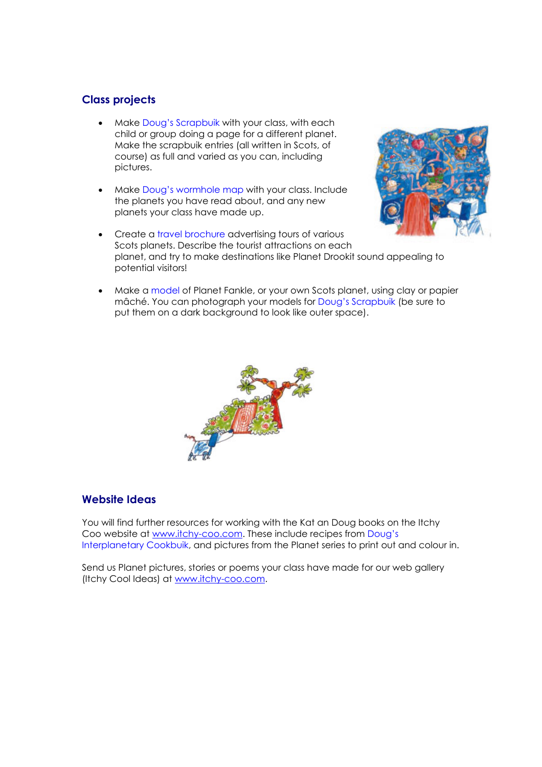## Class projects

- Make Doug's Scrapbuik with your class, with each child or group doing a page for a different planet. Make the scrapbuik entries (all written in Scots, of course) as full and varied as you can, including pictures.
- Make Doug's wormhole map with your class. Include the planets you have read about, and any new planets your class have made up.
- Create a travel brochure advertising tours of various Scots planets. Describe the tourist attractions on each planet, and try to make destinations like Planet Drookit sound appealing to potential visitors!
- Make a model of Planet Fankle, or your own Scots planet, using clay or papier mâché. You can photograph your models for Doug's Scrapbuik (be sure to put them on a dark background to look like outer space).

## Website Ideas

You will find further resources for working with the Kat an Doug books on the Itchy Coo website at www.itchy-coo.com. These include recipes from Doug's Interplanetary Cookbuik, and pictures from the Planet series to print out and colour in.

Send us Planet pictures, stories or poems your class have made for our web gallery (Itchy Cool Ideas) at www.itchy-coo.com.